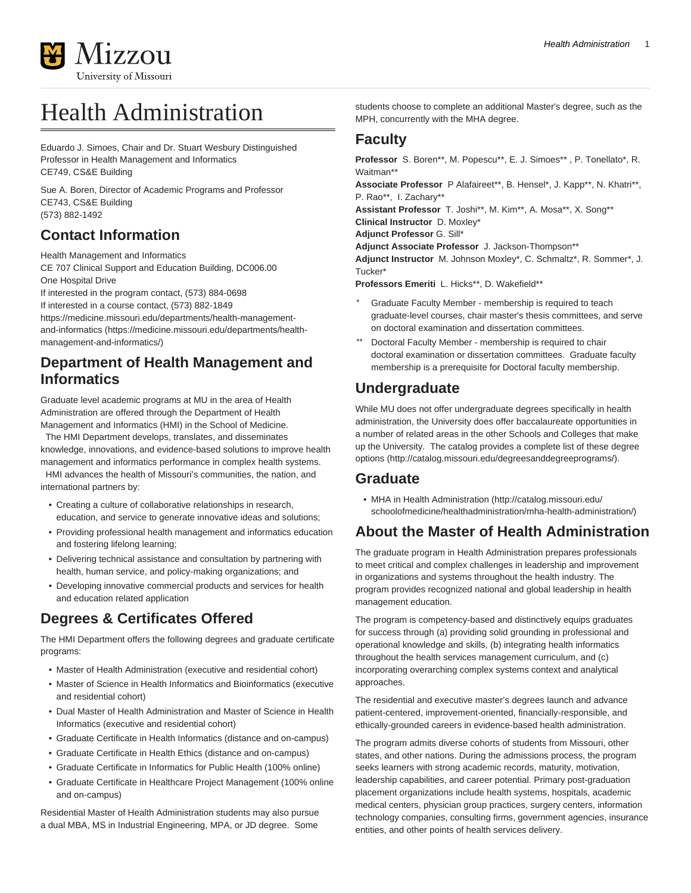# Health Administration

Eduardo J. Simoes, Chair and Dr. Stuart Wesbury Distinguished Professor in Health Management and Informatics
CE749, CS&E Building

Sue A. Boren, Director of Academic Programs and Professor
CE743, CS&E Building
(573) 882-1492

## Contact Information

Health Management and Informatics
CE 707 Clinical Support and Education Building, DC006.00
One Hospital Drive
If interested in the program contact, (573) 884-0698
If interested in a course contact, (573) 882-1849
https://medicine.missouri.edu/departments/health-management-and-informatics (https://medicine.missouri.edu/departments/health-management-and-informatics/)

## Department of Health Management and Informatics

Graduate level academic programs at MU in the area of Health Administration are offered through the Department of Health Management and Informatics (HMI) in the School of Medicine. The HMI Department develops, translates, and disseminates knowledge, innovations, and evidence-based solutions to improve health management and informatics performance in complex health systems. HMI advances the health of Missouri's communities, the nation, and international partners by:

- Creating a culture of collaborative relationships in research, education, and service to generate innovative ideas and solutions;
- Providing professional health management and informatics education and fostering lifelong learning;
- Delivering technical assistance and consultation by partnering with health, human service, and policy-making organizations; and
- Developing innovative commercial products and services for health and education related application

## Degrees & Certificates Offered

The HMI Department offers the following degrees and graduate certificate programs:

- Master of Health Administration (executive and residential cohort)
- Master of Science in Health Informatics and Bioinformatics (executive and residential cohort)
- Dual Master of Health Administration and Master of Science in Health Informatics (executive and residential cohort)
- Graduate Certificate in Health Informatics (distance and on-campus)
- Graduate Certificate in Health Ethics (distance and on-campus)
- Graduate Certificate in Informatics for Public Health (100% online)
- Graduate Certificate in Healthcare Project Management (100% online and on-campus)

Residential Master of Health Administration students may also pursue a dual MBA, MS in Industrial Engineering, MPA, or JD degree. Some students choose to complete an additional Master's degree, such as the MPH, concurrently with the MHA degree.

## Faculty

**Professor** S. Boren**, M. Popescu**, E. J. Simoes** , P. Tonellato*, R. Waitman**
**Associate Professor** P Alafaireet**, B. Hensel*, J. Kapp**, N. Khatri**, P. Rao**, I. Zachary**
**Assistant Professor** T. Joshi**, M. Kim**, A. Mosa**, X. Song**
**Clinical Instructor** D. Moxley*
**Adjunct Professor** G. Sill*
**Adjunct Associate Professor** J. Jackson-Thompson**
**Adjunct Instructor** M. Johnson Moxley*, C. Schmaltz*, R. Sommer*, J. Tucker*
**Professors Emeriti** L. Hicks**, D. Wakefield**

- \* Graduate Faculty Member - membership is required to teach graduate-level courses, chair master's thesis committees, and serve on doctoral examination and dissertation committees.
- \** Doctoral Faculty Member - membership is required to chair doctoral examination or dissertation committees. Graduate faculty membership is a prerequisite for Doctoral faculty membership.

## Undergraduate

While MU does not offer undergraduate degrees specifically in health administration, the University does offer baccalaureate opportunities in a number of related areas in the other Schools and Colleges that make up the University. The catalog provides a complete list of these degree options (http://catalog.missouri.edu/degreesanddegreeprograms/).

## Graduate

- MHA in Health Administration (http://catalog.missouri.edu/schoolofmedicine/healthadministration/mha-health-administration/)

## About the Master of Health Administration

The graduate program in Health Administration prepares professionals to meet critical and complex challenges in leadership and improvement in organizations and systems throughout the health industry. The program provides recognized national and global leadership in health management education.

The program is competency-based and distinctively equips graduates for success through (a) providing solid grounding in professional and operational knowledge and skills, (b) integrating health informatics throughout the health services management curriculum, and (c) incorporating overarching complex systems context and analytical approaches.

The residential and executive master's degrees launch and advance patient-centered, improvement-oriented, financially-responsible, and ethically-grounded careers in evidence-based health administration.

The program admits diverse cohorts of students from Missouri, other states, and other nations. During the admissions process, the program seeks learners with strong academic records, maturity, motivation, leadership capabilities, and career potential. Primary post-graduation placement organizations include health systems, hospitals, academic medical centers, physician group practices, surgery centers, information technology companies, consulting firms, government agencies, insurance entities, and other points of health services delivery.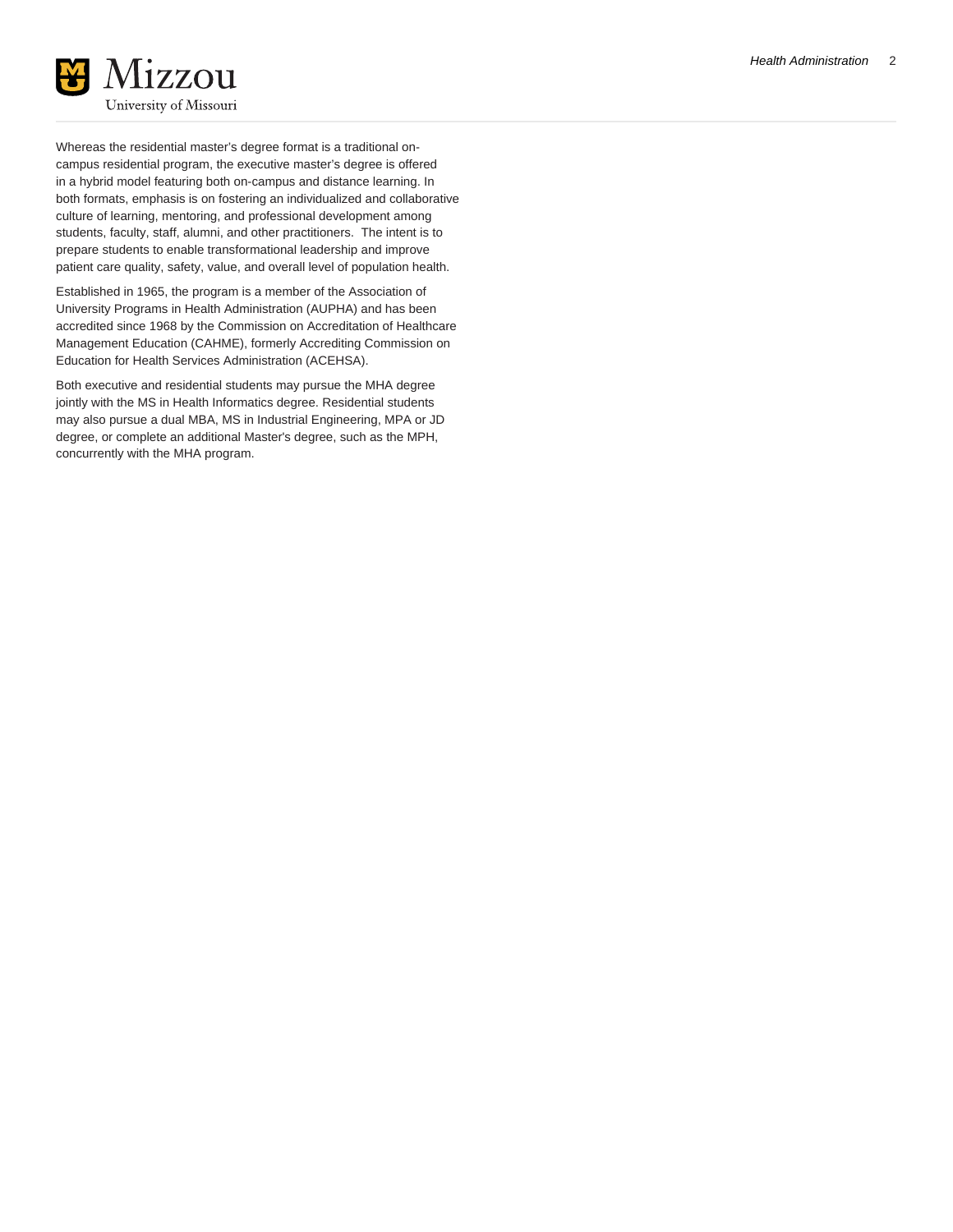Whereas the residential master's degree format is a traditional on-campus residential program, the executive master's degree is offered in a hybrid model featuring both on-campus and distance learning. In both formats, emphasis is on fostering an individualized and collaborative culture of learning, mentoring, and professional development among students, faculty, staff, alumni, and other practitioners. The intent is to prepare students to enable transformational leadership and improve patient care quality, safety, value, and overall level of population health.

Established in 1965, the program is a member of the Association of University Programs in Health Administration (AUPHA) and has been accredited since 1968 by the Commission on Accreditation of Healthcare Management Education (CAHME), formerly Accrediting Commission on Education for Health Services Administration (ACEHSA).

Both executive and residential students may pursue the MHA degree jointly with the MS in Health Informatics degree. Residential students may also pursue a dual MBA, MS in Industrial Engineering, MPA or JD degree, or complete an additional Master's degree, such as the MPH, concurrently with the MHA program.